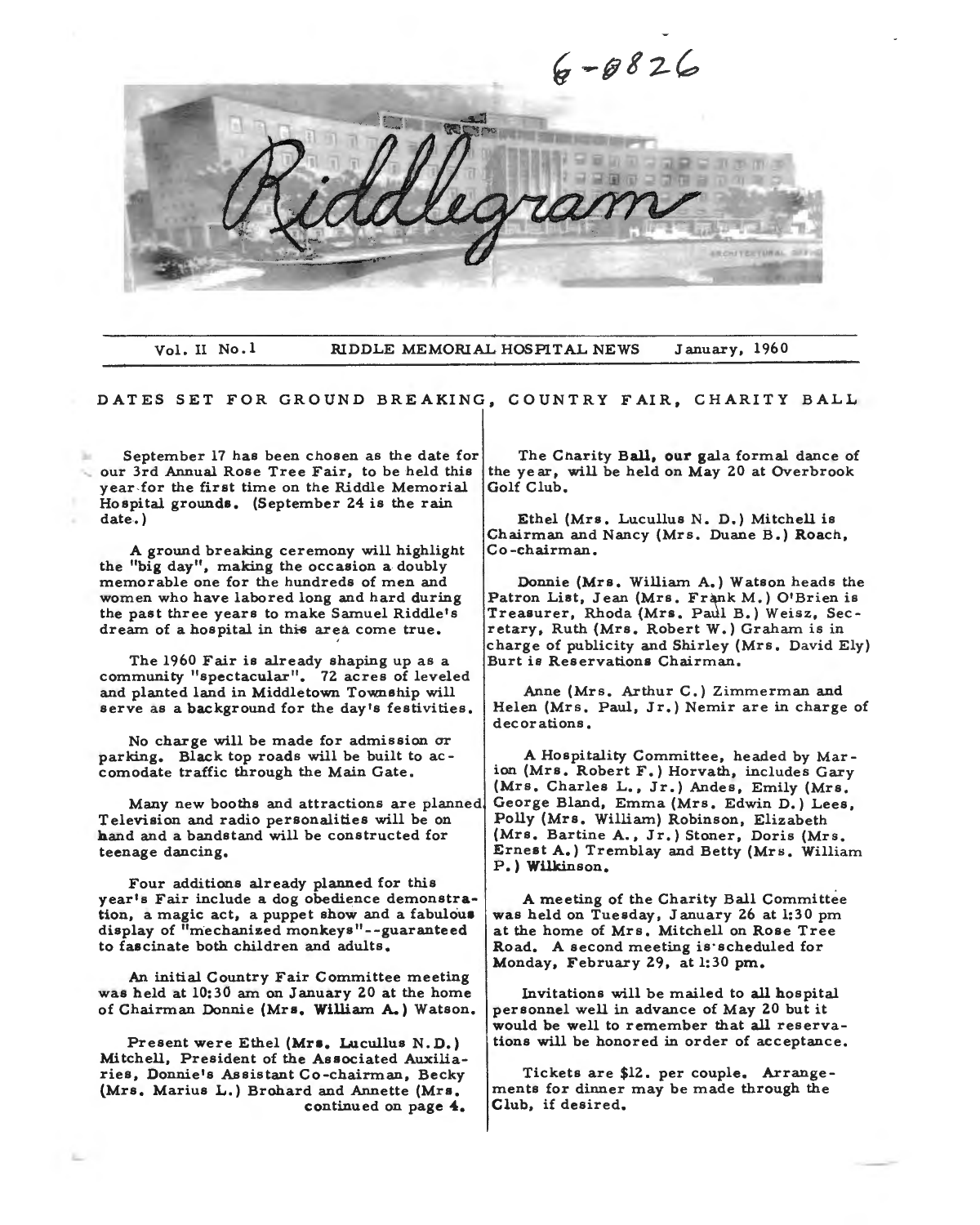6-0826

# Riddlegram

Vol. II No. 1 RIDDLE MEMORIAL HOSPITAL NEWS January, 1960

## DATES SET FOR GROUND BREAKING, COUNTRY FAIR, CHARITY BALL

September 17 has been chosen as the date for our 3rd Annual Rose Tree Fair, to be held this year for the first time on the Riddle Memorial Hospital grounds. (September 24 is the rain date.)

A ground breaking ceremony will highlight the "big day", making the occasion a doubly memorable one for the hundreds of men and women who have labored long and hard during the past three years to make Samuel Riddle's dream of a hospital in this area come true.

The 1960 Fair is already shaping up as a community "spectacular". 72 acres of leveled and planted land in Middletown Township will serve as a background for the day's festivities.

No charge will be made for admission or parking. Black top roads will be built to accomodate traffic through the Main Gate.

Many new booths and attractions are planned. Television and radio personalities will be on hand and a bandstand will be constructed for teenage dancing.

Four additions already planned for this year's Fair include a dog obedience demonstration, a magic act, a puppet show and a fabulous display of "mechanized monkeys"--guaranteed to fascinate both children and adults.

An initial Country Fair Committee meeting was held at 10:30 am on January 20 at the home of Chairman Donnie (Mrs. William A.) Watson.

Present were Ethel (Mrs. Lucullus N.D.) Mitchell, President of the Associated Auxiliaries, Donnie's Assistant Co-chairman, Becky (Mrs. Marius L.) Brohard and Annette (Mrs. continued on page 4.

The Charity Ball, our gala formal dance of the year, will be held on May 20 at Overbrook Golf Club.

Ethel (Mrs. Lucullus N. D.) Mitchell is Chairman and Nancy (Mrs. Duane B.) Roach, Co-chairman.

Donnie (Mrs. William A.) Watson heads the Patron List, Jean (Mrs. Frank M.) O'Brien is Treasurer, Rhoda (Mrs. Paul B.) Weisz, Secretary, Ruth (Mrs. Robert W.) Graham is in charge of publicity and Shirley (Mrs. David Ely) Burt is Reservations Chairman.

Anne (Mrs. Arthur C.) Zimmerman and Helen (Mrs. Paul, Jr.) Nemir are in charge of decorations.

A Hospitality Committee, headed by Marion (Mrs. Robert F.) Horvath, includes Gary (Mrs. Charles L., Jr.) Andes, Emily (Mrs. George Bland, Emma (Mrs. Edwin D.) Lees, Polly (Mrs. William) Robinson, Elizabeth (Mrs. Bartine A., Jr.) Stoner, Doris (Mrs. Ernest A.) Tremblay and Betty (Mrs. William P.) Wilkinson.

A meeting of the Charity Ball Committee was held on Tuesday, January 26 at 1:30 pm at the home of Mrs. Mitchell on Rose Tree Road. A second meeting is scheduled for Monday, February 29, at 1:30 pm.

Invitations will be mailed to all hospital personnel well in advance of May 20 but it would be well to remember that all reservations will be honored in order of acceptance.

Tickets are $12. per couple. Arrangements for dinner may be made through the Club, if desired.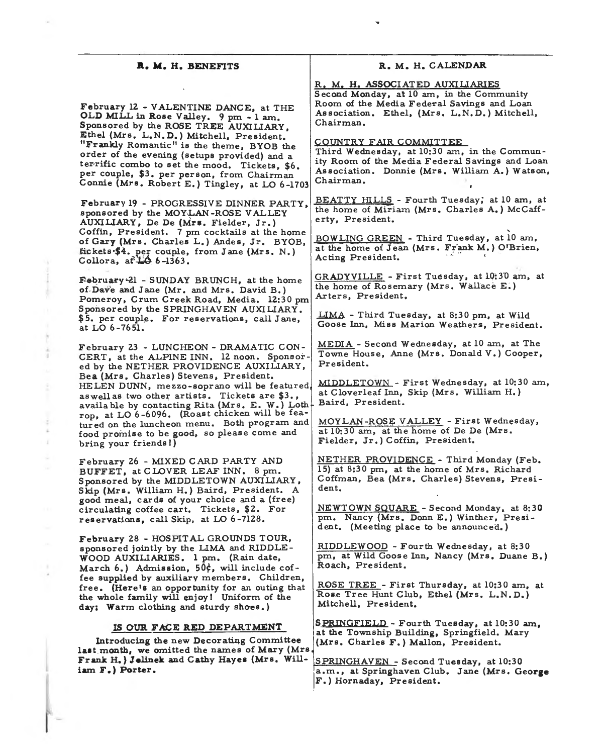## R. M. H. BENEFITS

February 12 - VALENTINE DANCE, at THE OLD MILL in Rose Valley. 9 pm - 1 am. Sponsored by the ROSE TREE AUXILIARY, Ethel (Mrs. L.N.D.) Mitchell, President. "Frankly Romantic" is the theme, BYOB the order of the evening (setups provided) and a terrific combo to set the mood. Tickets, $6. per couple, $3. per person, from Chairman Connie (Mrs. Robert E.) Tingley, at LO 6-1703

February 19 - PROGRESSIVE DINNER PARTY, sponsored by the MOYLAN-ROSE VALLEY AUXILIARY, De De (Mrs. Fielder, Jr.) Coffin, President. 7 pm cocktails at the home of Gary (Mrs. Charles L.) Andes, Jr. BYOB, tickets $4. per couple, from Jane (Mrs. N.) Collora, at LO 6-1363.

February 21 - SUNDAY BRUNCH, at the home of Dave and Jane (Mr. and Mrs. David B.) Pomeroy, Crum Creek Road, Media. 12:30 pm Sponsored by the SPRINGHAVEN AUXILIARY. $5. per couple. For reservations, call Jane, at LO 6-7651.

February 23 - LUNCHEON - DRAMATIC CONCERT, at the ALPINE INN. 12 noon. Sponsored by the NETHER PROVIDENCE AUXILIARY, Bea (Mrs. Charles) Stevens, President. HELEN DUNN, mezzo-soprano will be featured, as well as two other artists. Tickets are $3., available by contacting Rita (Mrs. E. W.) Lothrop, at LO 6-6096. (Roast chicken will be featured on the luncheon menu. Both program and food promise to be good, so please come and bring your friends!)

February 26 - MIXED CARD PARTY AND BUFFET, at CLOVER LEAF INN. 8 pm. Sponsored by the MIDDLETOWN AUXILIARY, Skip (Mrs. William H.) Baird, President. A good meal, cards of your choice and a (free) circulating coffee cart. Tickets, $2. For reservations, call Skip, at LO 6-7128.

February 28 - HOSPITAL GROUNDS TOUR, sponsored jointly by the LIMA and RIDDLEWOOD AUXILIARIES. 1 pm. (Rain date, March 6.) Admission, 50¢, will include coffee supplied by auxiliary members. Children, free. (Here's an opportunity for an outing that the whole family will enjoy! Uniform of the day: Warm clothing and sturdy shoes.)

### IS OUR FACE RED DEPARTMENT

**Introducing the new Decorating Committee last month, we omitted the names of Mary (Mrs. Frank H.) Jelinek and Cathy Hayes (Mrs. William F.) Porter.**

## R. M. H. CALENDAR

R. M. H. ASSOCIATED AUXILIARIES
Second Monday, at 10 am, in the Community Room of the Media Federal Savings and Loan Association. Ethel, (Mrs. L.N.D.) Mitchell, Chairman.

COUNTRY FAIR COMMITTEE
Third Wednesday, at 10:30 am, in the Community Room of the Media Federal Savings and Loan Association. Donnie (Mrs. William A.) Watson, Chairman.

BEATTY HILLS - Fourth Tuesday, at 10 am, at the home of Miriam (Mrs. Charles A.) McCafferty, President.

BOWLING GREEN - Third Tuesday, at 10 am, at the home of Jean (Mrs. Frank M.) O'Brien, Acting President.

GRADYVILLE - First Tuesday, at 10:30 am, at the home of Rosemary (Mrs. Wallace E.) Arters, President.

LIMA - Third Tuesday, at 8:30 pm, at Wild Goose Inn, Miss Marion Weathers, President.

MEDIA - Second Wednesday, at 10 am, at The Towne House, Anne (Mrs. Donald V.) Cooper, President.

MIDDLETOWN - First Wednesday, at 10:30 am, at Cloverleaf Inn, Skip (Mrs. William H.) Baird, President.

MOYLAN-ROSE VALLEY - First Wednesday, at 10:30 am, at the home of De De (Mrs. Fielder, Jr.) Coffin, President.

NETHER PROVIDENCE - Third Monday (Feb. 15) at 8:30 pm, at the home of Mrs. Richard Coffman, Bea (Mrs. Charles) Stevens, President.

NEWTOWN SQUARE - Second Monday, at 8:30 pm. Nancy (Mrs. Donn E.) Winther, President. (Meeting place to be announced.)

RIDDLEWOOD - Fourth Wednesday, at 8:30 pm, at Wild Goose Inn, Nancy (Mrs. Duane B.) Roach, President.

ROSE TREE - First Thursday, at 10:30 am, at Rose Tree Hunt Club, Ethel (Mrs. L.N.D.) Mitchell, President.

SPRINGFIELD - Fourth Tuesday, at 10:30 am, at the Township Building, Springfield. Mary (Mrs. Charles F.) Mallon, President.

SPRINGHAVEN - Second Tuesday, at 10:30 a.m., at Springhaven Club. Jane (Mrs. George F.) Hornaday, President.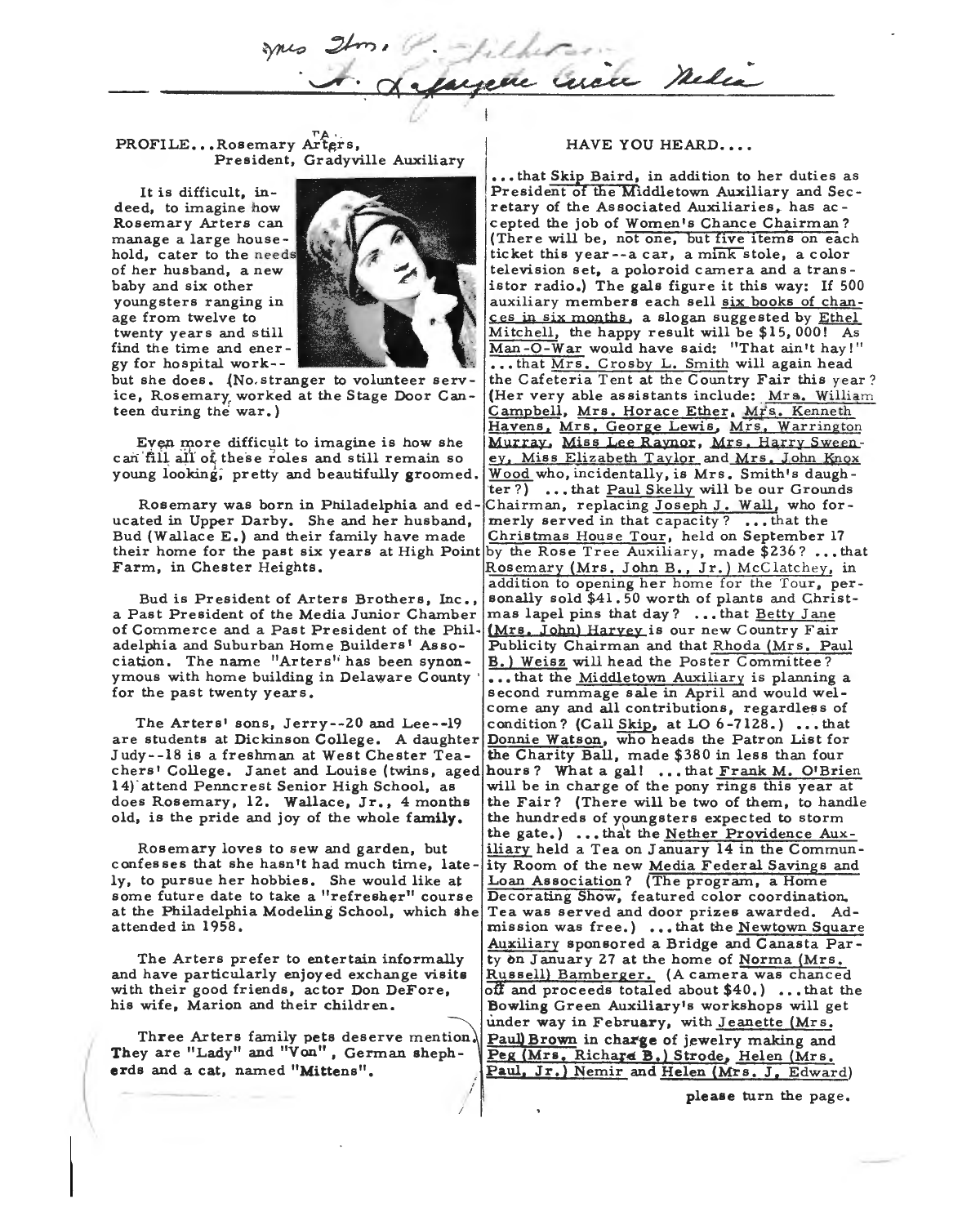Mrs. Wm. P. Fillerson
A. Lafayette Circle Media

## PROFILE...Rosemary Arters, President, Gradyville Auxiliary

It is difficult, indeed, to imagine how Rosemary Arters can manage a large household, cater to the needs of her husband, a new baby and six other youngsters ranging in age from twelve to twenty years and still find the time and energy for hospital work--but she does. (No stranger to volunteer service, Rosemary worked at the Stage Door Canteen during the war.)

Even more difficult to imagine is how she can fill all of these roles and still remain so young looking, pretty and beautifully groomed.

Rosemary was born in Philadelphia and educated in Upper Darby. She and her husband, Bud (Wallace E.) and their family have made their home for the past six years at High Point Farm, in Chester Heights.

Bud is President of Arters Brothers, Inc., a Past President of the Media Junior Chamber of Commerce and a Past President of the Philadelphia and Suburban Home Builders' Association. The name "Arters" has been synonymous with home building in Delaware County for the past twenty years.

The Arters' sons, Jerry--20 and Lee--19 are students at Dickinson College. A daughter Judy--18 is a freshman at West Chester Teachers' College. Janet and Louise (twins, aged 14) attend Penncrest Senior High School, as does Rosemary, 12. Wallace, Jr., 4 months old, is the pride and joy of the whole family.

Rosemary loves to sew and garden, but confesses that she hasn't had much time, lately, to pursue her hobbies. She would like at some future date to take a "refresher" course at the Philadelphia Modeling School, which she attended in 1958.

The Arters prefer to entertain informally and have particularly enjoyed exchange visits with their good friends, actor Don DeFore, his wife, Marion and their children.

Three Arters family pets deserve mention. They are "Lady" and "Von", German shepherds and a cat, named "Mittens".

## HAVE YOU HEARD....

...that Skip Baird, in addition to her duties as President of the Middletown Auxiliary and Secretary of the Associated Auxiliaries, has accepted the job of Women's Chance Chairman? (There will be, not one, but five items on each ticket this year--a car, a mink stole, a color television set, a poloroid camera and a transistor radio.) The gals figure it this way: If 500 auxiliary members each sell six books of chances in six months, a slogan suggested by Ethel Mitchell, the happy result will be $15,000! As Man-O-War would have said: "That ain't hay!" ...that Mrs. Crosby L. Smith will again head the Cafeteria Tent at the Country Fair this year? (Her very able assistants include: Mrs. William Campbell, Mrs. Horace Ether, Mrs. Kenneth Havens, Mrs. George Lewis, Mrs. Warrington Murray, Miss Lee Raynor, Mrs. Harry Sweeney, Miss Elizabeth Taylor and Mrs. John Knox Wood who, incidentally, is Mrs. Smith's daughter?) ...that Paul Skelly will be our Grounds Chairman, replacing Joseph J. Wall, who formerly served in that capacity? ...that the Christmas House Tour, held on September 17 by the Rose Tree Auxiliary, made $236? ...that Rosemary (Mrs. John B., Jr.) McClatchey, in addition to opening her home for the Tour, personally sold $41.50 worth of plants and Christmas lapel pins that day? ...that Betty Jane (Mrs. John) Harvey is our new Country Fair Publicity Chairman and that Rhoda (Mrs. Paul B.) Weisz will head the Poster Committee? ...that the Middletown Auxiliary is planning a second rummage sale in April and would welcome any and all contributions, regardless of condition? (Call Skip, at LO 6-7128.) ...that Donnie Watson, who heads the Patron List for the Charity Ball, made $380 in less than four hours? What a gal! ...that Frank M. O'Brien will be in charge of the pony rings this year at the Fair? (There will be two of them, to handle the hundreds of youngsters expected to storm the gate.) ...that the Nether Providence Auxiliary held a Tea on January 14 in the Community Room of the new Media Federal Savings and Loan Association? (The program, a Home Decorating Show, featured color coordination. Tea was served and door prizes awarded. Admission was free.) ...that the Newtown Square Auxiliary sponsored a Bridge and Canasta Party on January 27 at the home of Norma (Mrs. Russell) Bamberger. (A camera was chanced off and proceeds totaled about $40.) ...that the Bowling Green Auxiliary's workshops will get under way in February, with Jeanette (Mrs. Paul) Brown in charge of jewelry making and Peg (Mrs. Richard B.) Strode, Helen (Mrs. Paul, Jr.) Nemir and Helen (Mrs. J. Edward)

please turn the page.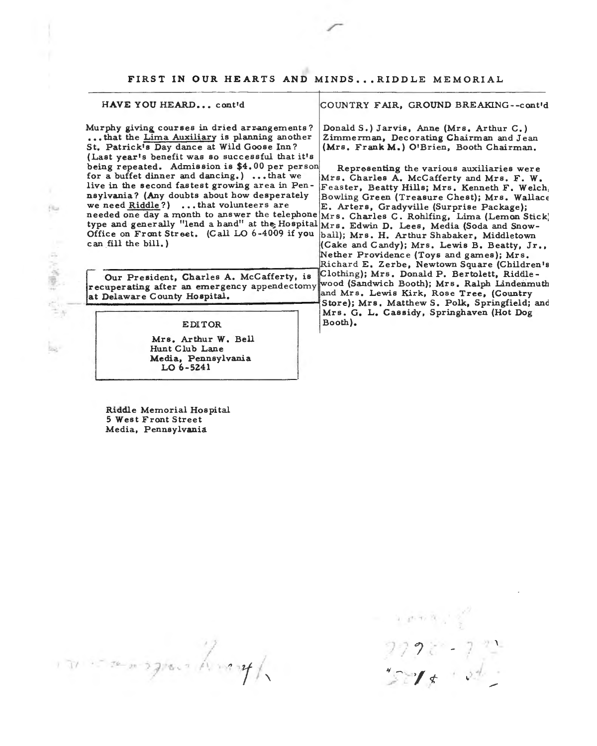FIRST IN OUR HEARTS AND MINDS...RIDDLE MEMORIAL

## HAVE YOU HEARD... cont'd

Murphy giving courses in dried arrangements? ...that the Lima Auxiliary is planning another St. Patrick's Day dance at Wild Goose Inn? (Last year's benefit was so successful that it's being repeated. Admission is $4.00 per person for a buffet dinner and dancing.) ...that we live in the second fastest growing area in Pennsylvania? (Any doubts about how desperately we need Riddle?) ...that volunteers are needed one day a month to answer the telephone type and generally "lend a hand" at the Hospital Office on Front Street. (Call LO 6-4009 if you can fill the bill.)

**Our President, Charles A. McCafferty, is recuperating after an emergency appendectomy at Delaware County Hospital.**

EDITOR

**Mrs. Arthur W. Bell**
**Hunt Club Lane**
**Media, Pennsylvania**
**LO 6-5241**

**Riddle Memorial Hospital**
**5 West Front Street**
**Media, Pennsylvania**

## COUNTRY FAIR, GROUND BREAKING--cont'd

Donald S.) Jarvis, Anne (Mrs. Arthur C.) Zimmerman, Decorating Chairman and Jean (Mrs. Frank M.) O'Brien, Booth Chairman.

Representing the various auxiliaries were Mrs. Charles A. McCafferty and Mrs. F. W. Feaster, Beatty Hills; Mrs. Kenneth F. Welch, Bowling Green (Treasure Chest); Mrs. Wallace E. Arters, Gradyville (Surprise Package); Mrs. Charles C. Rohlfing, Lima (Lemon Stick); Mrs. Edwin D. Lees, Media (Soda and Snowball); Mrs. H. Arthur Shabaker, Middletown (Cake and Candy); Mrs. Lewis B. Beatty, Jr., Nether Providence (Toys and games); Mrs. Richard E. Zerbe, Newtown Square (Children's Clothing); Mrs. Donald P. Bertolett, Riddlewood (Sandwich Booth); Mrs. Ralph Lindenmuth and Mrs. Lewis Kirk, Rose Tree, (Country Store); Mrs. Matthew S. Polk, Springfield; and Mrs. G. L. Cassidy, Springhaven (Hot Dog Booth).